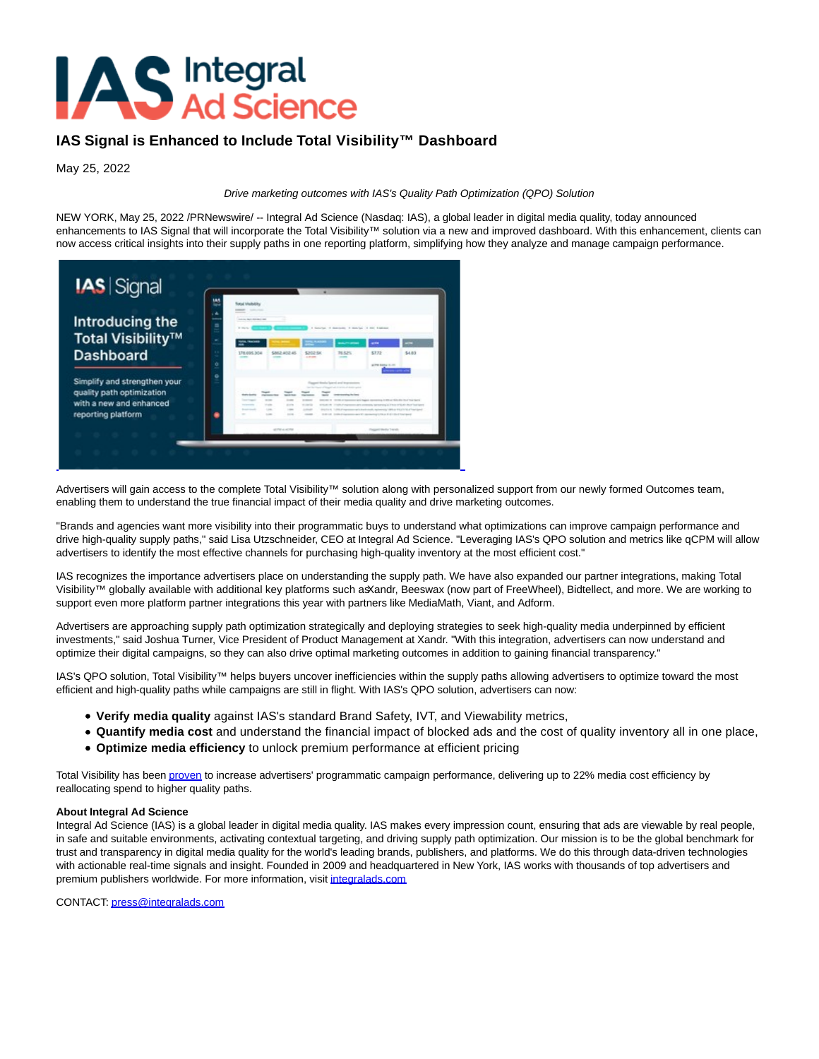# IAS Signal is Enhanced to Include Total Visibility™ Dashboard

May 25, 2022

*Drive marketing outcomes with IAS's Quality Path Optimization (QPO) Solution*

NEW YORK, May 25, 2022 /PRNewswire/ -- Integral Ad Science (Nasdaq: IAS), a global leader in digital media quality, today announced enhancements to IAS Signal that will incorporate the Total Visibility™ solution via a new and improved dashboard. With this enhancement, clients can now access critical insights into their supply paths in one reporting platform, simplifying how they analyze and manage campaign performance.

Advertisers will gain access to the complete Total Visibility™ solution along with personalized support from our newly formed Outcomes team, enabling them to understand the true financial impact of their media quality and drive marketing outcomes.

"Brands and agencies want more visibility into their programmatic buys to understand what optimizations can improve campaign performance and drive high-quality supply paths," said Lisa Utzschneider, CEO at Integral Ad Science. "Leveraging IAS's QPO solution and metrics like qCPM will allow advertisers to identify the most effective channels for purchasing high-quality inventory at the most efficient cost."

IAS recognizes the importance advertisers place on understanding the supply path. We have also expanded our partner integrations, making Total Visibility™ globally available with additional key platforms such as Xandr, Beeswax (now part of FreeWheel), Bidtellect, and more. We are working to support even more platform partner integrations this year with partners like MediaMath, Viant, and Adform.

Advertisers are approaching supply path optimization strategically and deploying strategies to seek high-quality media underpinned by efficient investments," said Joshua Turner, Vice President of Product Management at Xandr. "With this integration, advertisers can now understand and optimize their digital campaigns, so they can also drive optimal marketing outcomes in addition to gaining financial transparency."

IAS's QPO solution, Total Visibility™ helps buyers uncover inefficiencies within the supply paths allowing advertisers to optimize toward the most efficient and high-quality paths while campaigns are still in flight. With IAS's QPO solution, advertisers can now:

- **Verify media quality** against IAS's standard Brand Safety, IVT, and Viewability metrics,
- **Quantify media cost** and understand the financial impact of blocked ads and the cost of quality inventory all in one place,
- **Optimize media efficiency** to unlock premium performance at efficient pricing

Total Visibility has been proven to increase advertisers' programmatic campaign performance, delivering up to 22% media cost efficiency by reallocating spend to higher quality paths.

**About Integral Ad Science**
Integral Ad Science (IAS) is a global leader in digital media quality. IAS makes every impression count, ensuring that ads are viewable by real people, in safe and suitable environments, activating contextual targeting, and driving supply path optimization. Our mission is to be the global benchmark for trust and transparency in digital media quality for the world's leading brands, publishers, and platforms. We do this through data-driven technologies with actionable real-time signals and insight. Founded in 2009 and headquartered in New York, IAS works with thousands of top advertisers and premium publishers worldwide. For more information, visit integralads.com

CONTACT: press@integralads.com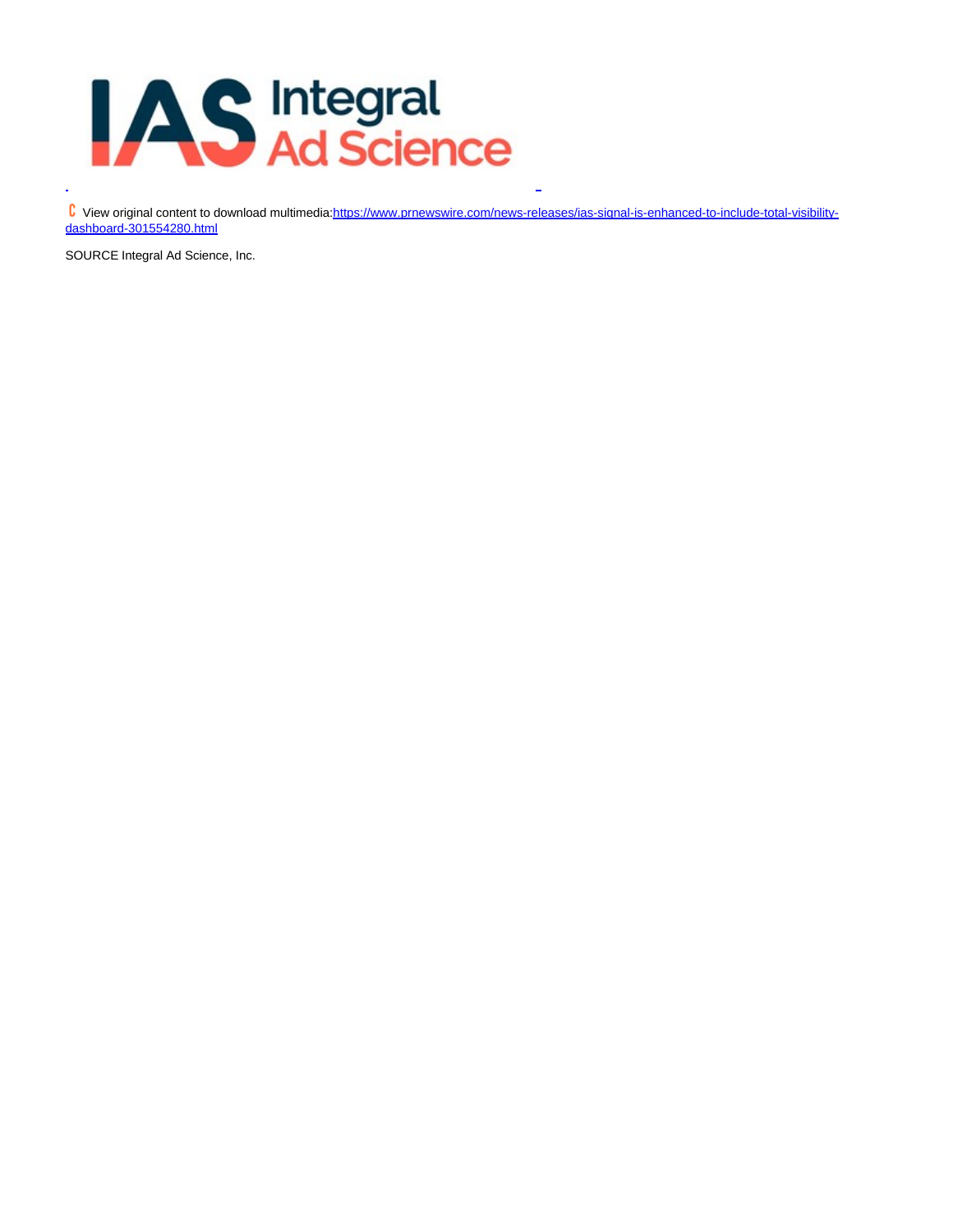View original content to download multimedia:https://www.prnewswire.com/news-releases/ias-signal-is-enhanced-to-include-total-visibility-dashboard-301554280.html

SOURCE Integral Ad Science, Inc.